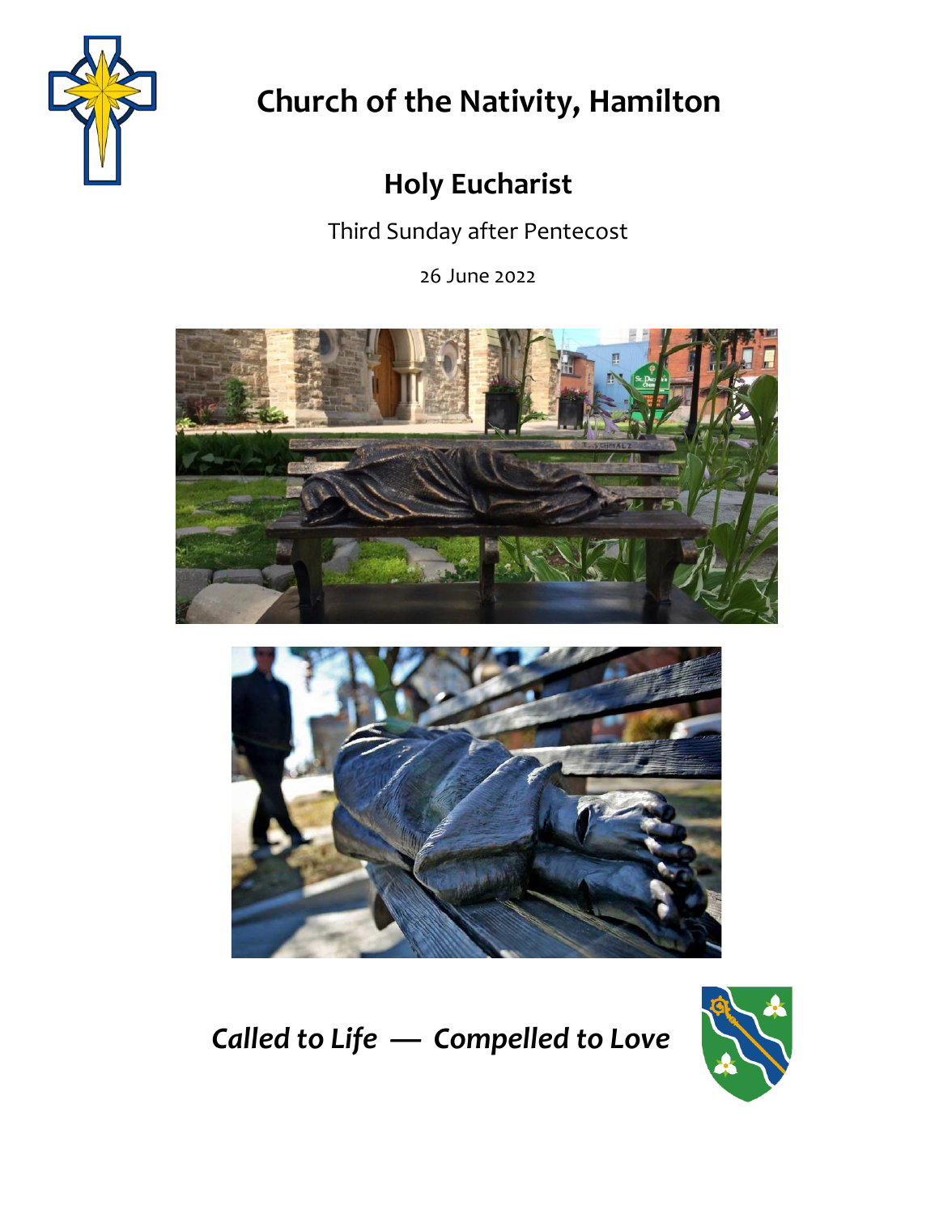# Church of the Nativity, Hamilton

## Holy Eucharist

Third Sunday after Pentecost

26 June 2022

***Called to Life — Compelled to Love***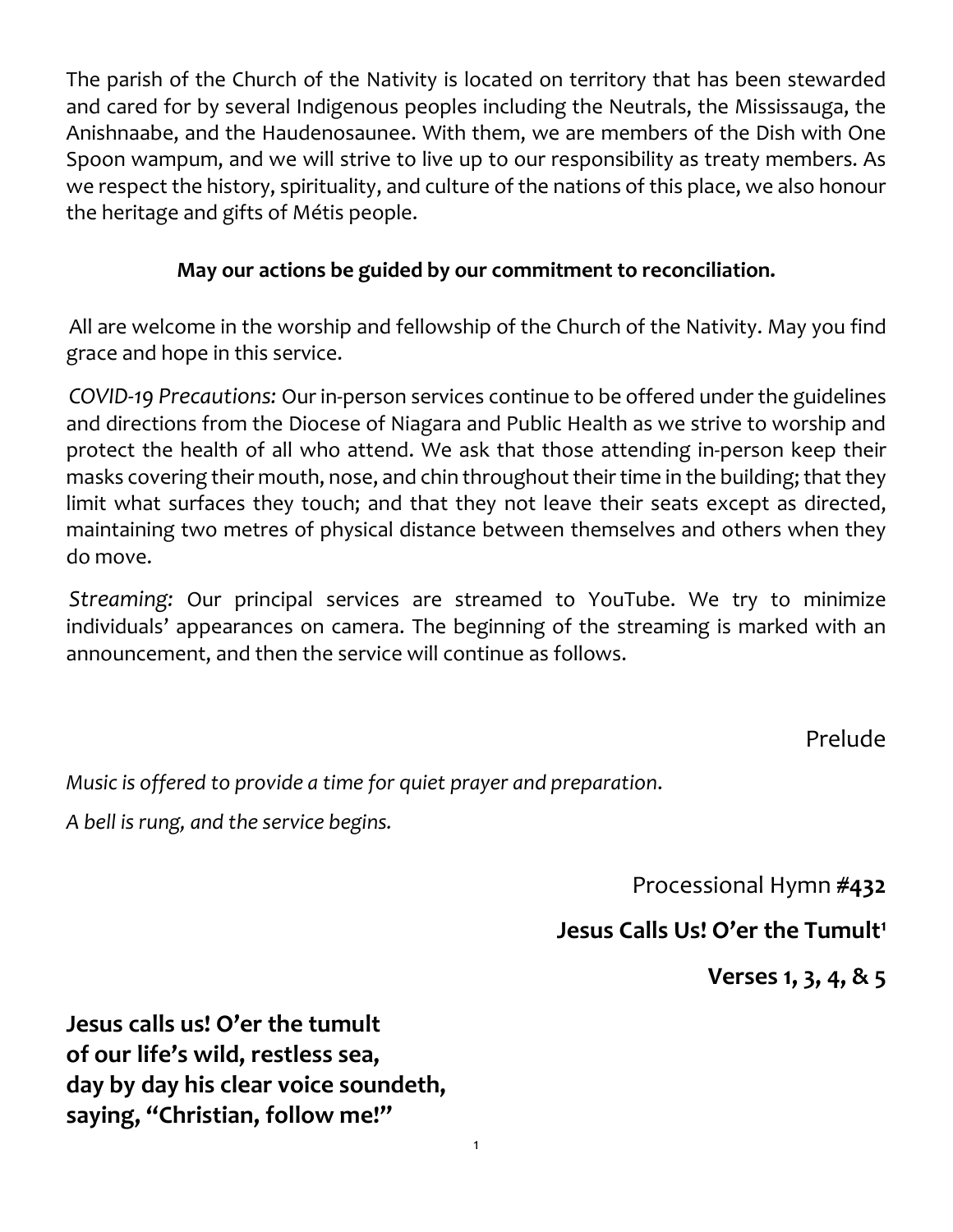The parish of the Church of the Nativity is located on territory that has been stewarded and cared for by several Indigenous peoples including the Neutrals, the Mississauga, the Anishnaabe, and the Haudenosaunee. With them, we are members of the Dish with One Spoon wampum, and we will strive to live up to our responsibility as treaty members. As we respect the history, spirituality, and culture of the nations of this place, we also honour the heritage and gifts of Métis people.

**May our actions be guided by our commitment to reconciliation.**

All are welcome in the worship and fellowship of the Church of the Nativity. May you find grace and hope in this service.

*COVID-19 Precautions:* Our in-person services continue to be offered under the guidelines and directions from the Diocese of Niagara and Public Health as we strive to worship and protect the health of all who attend. We ask that those attending in-person keep their masks covering their mouth, nose, and chin throughout their time in the building; that they limit what surfaces they touch; and that they not leave their seats except as directed, maintaining two metres of physical distance between themselves and others when they do move.

*Streaming:* Our principal services are streamed to YouTube. We try to minimize individuals' appearances on camera. The beginning of the streaming is marked with an announcement, and then the service will continue as follows.

## Prelude

*Music is offered to provide a time for quiet prayer and preparation.*

*A bell is rung, and the service begins.*

## Processional Hymn **#432**

### **Jesus Calls Us! O'er the Tumult**[1]

**Verses 1, 3, 4, & 5**

**Jesus calls us! O'er the tumult**
**of our life's wild, restless sea,**
**day by day his clear voice soundeth,**
**saying, "Christian, follow me!"**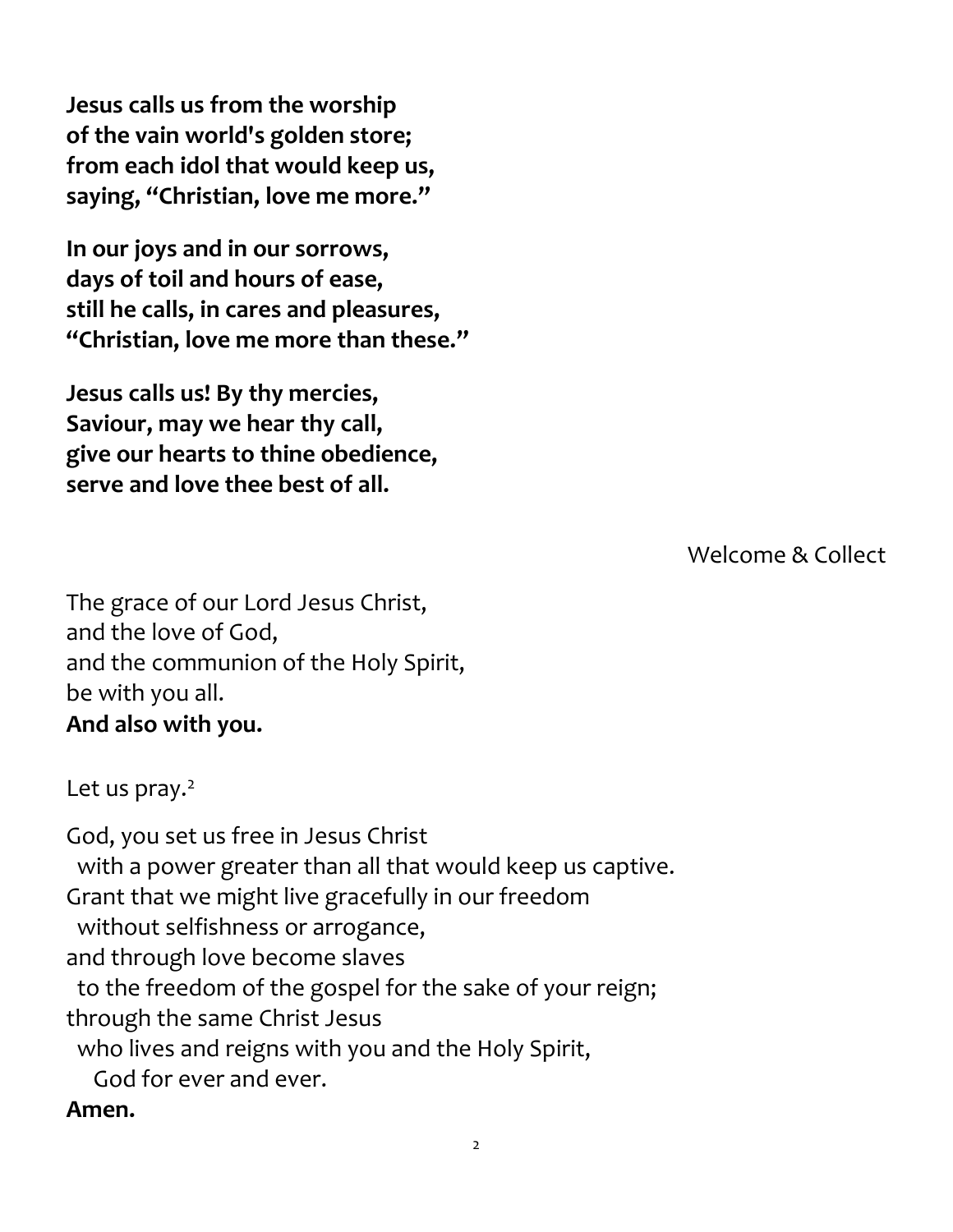**Jesus calls us from the worship**
**of the vain world's golden store;**
**from each idol that would keep us,**
**saying, "Christian, love me more."**

**In our joys and in our sorrows,**
**days of toil and hours of ease,**
**still he calls, in cares and pleasures,**
**"Christian, love me more than these."**

**Jesus calls us! By thy mercies,**
**Saviour, may we hear thy call,**
**give our hearts to thine obedience,**
**serve and love thee best of all.**

Welcome & Collect

The grace of our Lord Jesus Christ,
and the love of God,
and the communion of the Holy Spirit,
be with you all.
**And also with you.**

Let us pray.[2]

God, you set us free in Jesus Christ
  with a power greater than all that would keep us captive.
Grant that we might live gracefully in our freedom
  without selfishness or arrogance,
and through love become slaves
  to the freedom of the gospel for the sake of your reign;
through the same Christ Jesus
  who lives and reigns with you and the Holy Spirit,
    God for ever and ever.
**Amen.**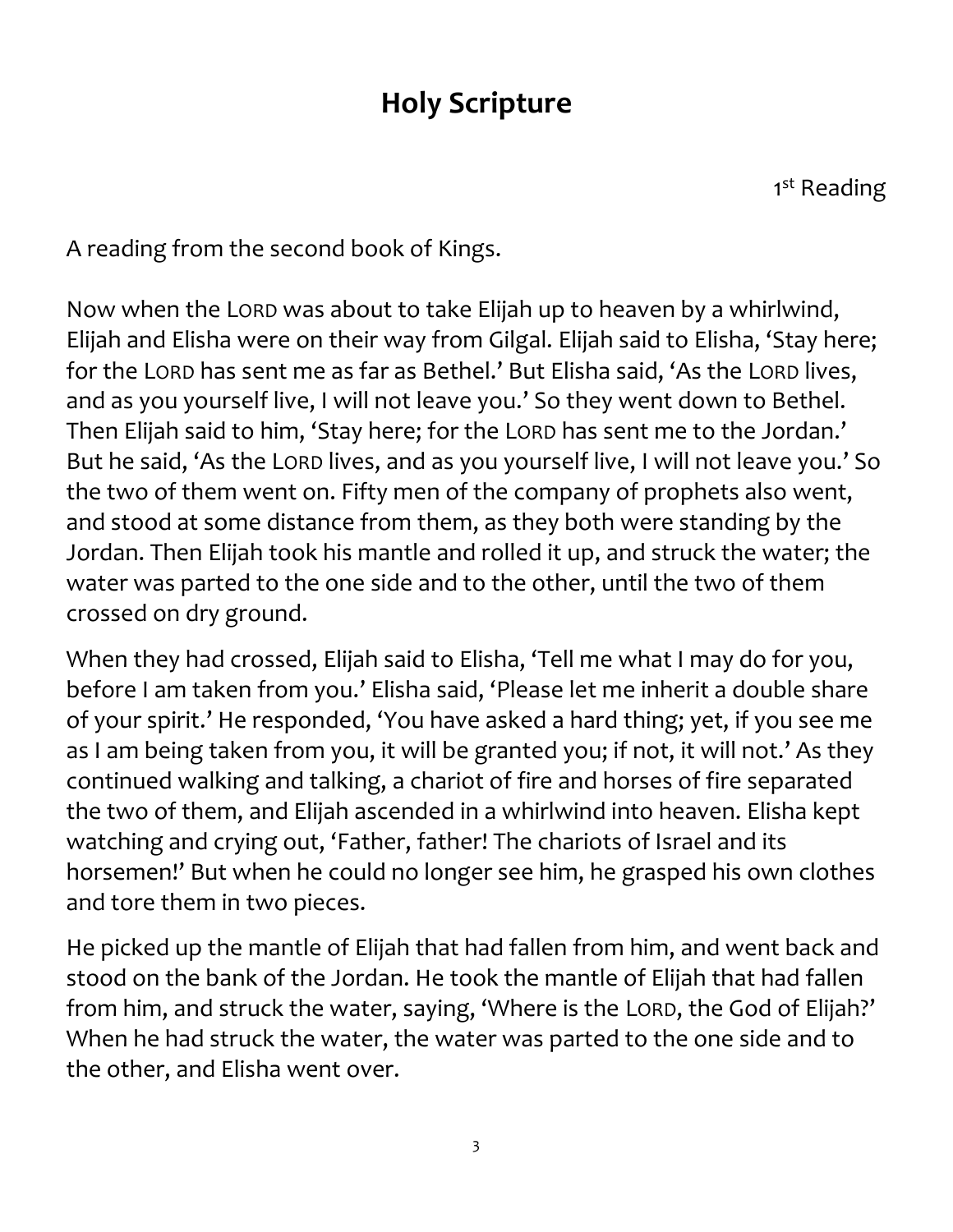# Holy Scripture

1st Reading

A reading from the second book of Kings.

Now when the LORD was about to take Elijah up to heaven by a whirlwind, Elijah and Elisha were on their way from Gilgal. Elijah said to Elisha, 'Stay here; for the LORD has sent me as far as Bethel.' But Elisha said, 'As the LORD lives, and as you yourself live, I will not leave you.' So they went down to Bethel. Then Elijah said to him, 'Stay here; for the LORD has sent me to the Jordan.' But he said, 'As the LORD lives, and as you yourself live, I will not leave you.' So the two of them went on. Fifty men of the company of prophets also went, and stood at some distance from them, as they both were standing by the Jordan. Then Elijah took his mantle and rolled it up, and struck the water; the water was parted to the one side and to the other, until the two of them crossed on dry ground.

When they had crossed, Elijah said to Elisha, 'Tell me what I may do for you, before I am taken from you.' Elisha said, 'Please let me inherit a double share of your spirit.' He responded, 'You have asked a hard thing; yet, if you see me as I am being taken from you, it will be granted you; if not, it will not.' As they continued walking and talking, a chariot of fire and horses of fire separated the two of them, and Elijah ascended in a whirlwind into heaven. Elisha kept watching and crying out, 'Father, father! The chariots of Israel and its horsemen!' But when he could no longer see him, he grasped his own clothes and tore them in two pieces.

He picked up the mantle of Elijah that had fallen from him, and went back and stood on the bank of the Jordan. He took the mantle of Elijah that had fallen from him, and struck the water, saying, 'Where is the LORD, the God of Elijah?' When he had struck the water, the water was parted to the one side and to the other, and Elisha went over.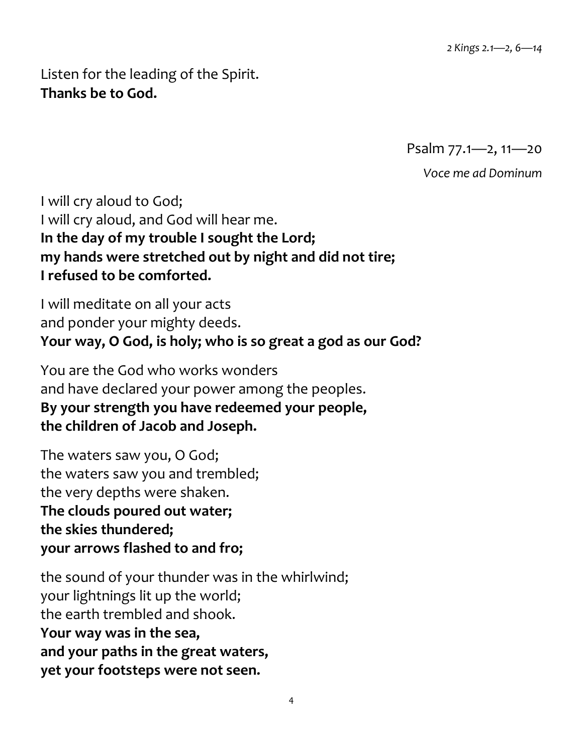*2 Kings 2.1—2, 6—14*

Listen for the leading of the Spirit.
**Thanks be to God.**

Psalm 77.1—2, 11—20

*Voce me ad Dominum*

I will cry aloud to God;
I will cry aloud, and God will hear me.
**In the day of my trouble I sought the Lord;**
**my hands were stretched out by night and did not tire;**
**I refused to be comforted.**

I will meditate on all your acts
and ponder your mighty deeds.
**Your way, O God, is holy; who is so great a god as our God?**

You are the God who works wonders
and have declared your power among the peoples.
**By your strength you have redeemed your people,**
**the children of Jacob and Joseph.**

The waters saw you, O God;
the waters saw you and trembled;
the very depths were shaken.
**The clouds poured out water;**
**the skies thundered;**
**your arrows flashed to and fro;**

the sound of your thunder was in the whirlwind;
your lightnings lit up the world;
the earth trembled and shook.
**Your way was in the sea,**
**and your paths in the great waters,**
**yet your footsteps were not seen.**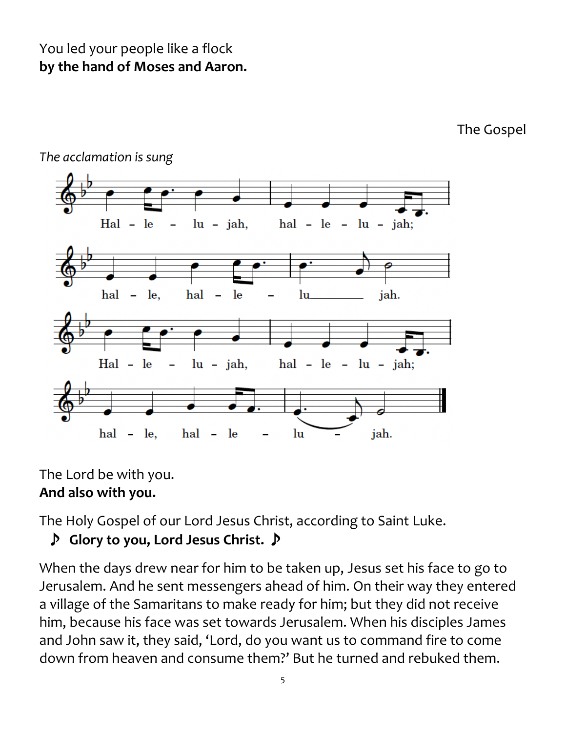You led your people like a flock
**by the hand of Moses and Aaron.**

## The Gospel

*The acclamation is sung*

Hal - le - lu - jah, hal - le - lu - jah;
hal - le, hal - le - lu____ jah.
Hal - le - lu - jah, hal - le - lu - jah;
hal - le, hal - le - lu - jah.

The Lord be with you.
**And also with you.**

The Holy Gospel of our Lord Jesus Christ, according to Saint Luke.
♪ **Glory to you, Lord Jesus Christ.** ♪

When the days drew near for him to be taken up, Jesus set his face to go to Jerusalem. And he sent messengers ahead of him. On their way they entered a village of the Samaritans to make ready for him; but they did not receive him, because his face was set towards Jerusalem. When his disciples James and John saw it, they said, 'Lord, do you want us to command fire to come down from heaven and consume them?' But he turned and rebuked them.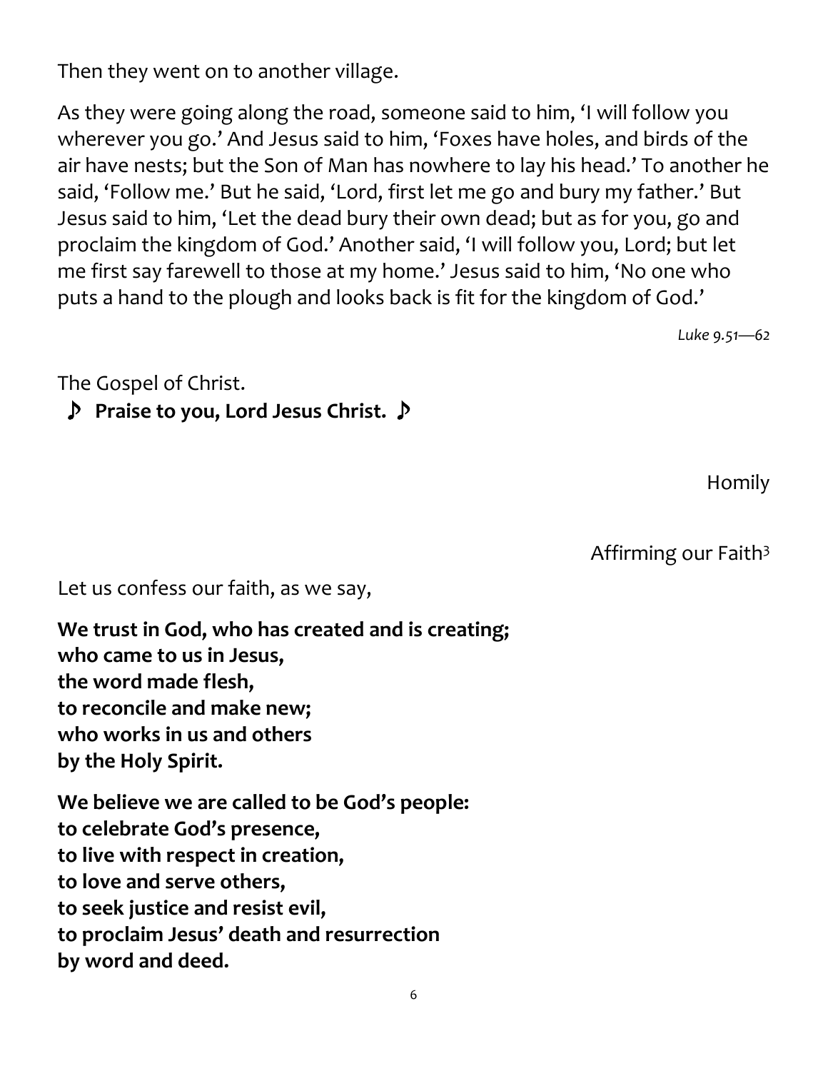Then they went on to another village.

As they were going along the road, someone said to him, 'I will follow you wherever you go.' And Jesus said to him, 'Foxes have holes, and birds of the air have nests; but the Son of Man has nowhere to lay his head.' To another he said, 'Follow me.' But he said, 'Lord, first let me go and bury my father.' But Jesus said to him, 'Let the dead bury their own dead; but as for you, go and proclaim the kingdom of God.' Another said, 'I will follow you, Lord; but let me first say farewell to those at my home.' Jesus said to him, 'No one who puts a hand to the plough and looks back is fit for the kingdom of God.'

*Luke 9.51—62*

The Gospel of Christ.
♪ **Praise to you, Lord Jesus Christ.** ♪

## Homily

## Affirming our Faith[3]

Let us confess our faith, as we say,

**We trust in God, who has created and is creating;**
**who came to us in Jesus,**
**the word made flesh,**
**to reconcile and make new;**
**who works in us and others**
**by the Holy Spirit.**

**We believe we are called to be God's people:**
**to celebrate God's presence,**
**to live with respect in creation,**
**to love and serve others,**
**to seek justice and resist evil,**
**to proclaim Jesus' death and resurrection**
**by word and deed.**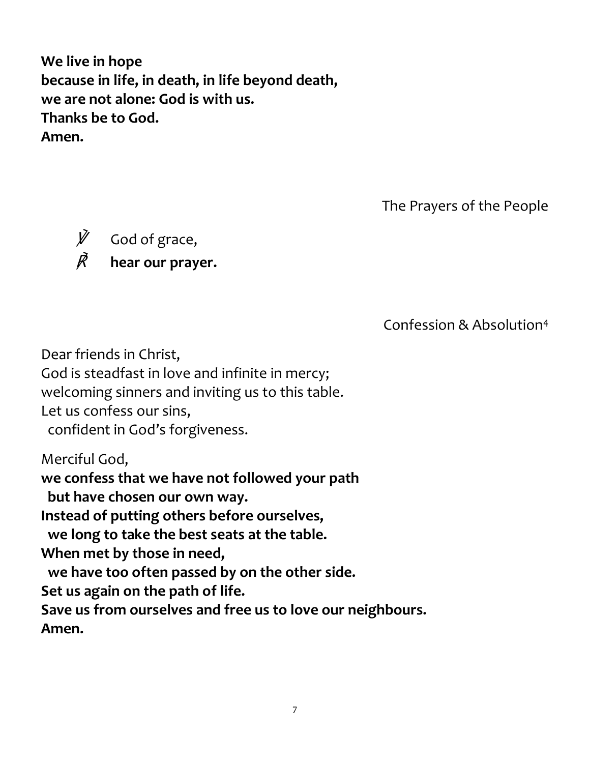**We live in hope**
**because in life, in death, in life beyond death,**
**we are not alone: God is with us.**
**Thanks be to God.**
**Amen.**

## The Prayers of the People

℣ God of grace,
℟ **hear our prayer.**

## Confession & Absolution[4]

Dear friends in Christ,
God is steadfast in love and infinite in mercy;
welcoming sinners and inviting us to this table.
Let us confess our sins,
  confident in God's forgiveness.

Merciful God,
**we confess that we have not followed your path**
  **but have chosen our own way.**
**Instead of putting others before ourselves,**
  **we long to take the best seats at the table.**
**When met by those in need,**
  **we have too often passed by on the other side.**
**Set us again on the path of life.**
**Save us from ourselves and free us to love our neighbours.**
**Amen.**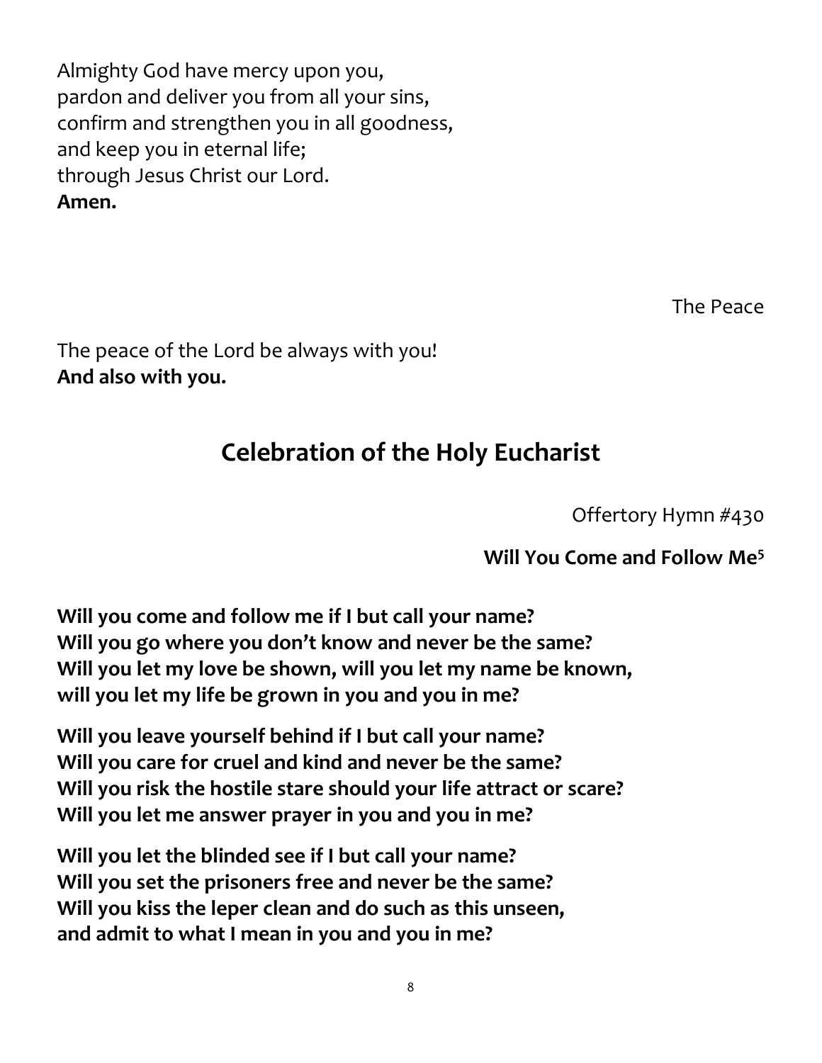Almighty God have mercy upon you,
pardon and deliver you from all your sins,
confirm and strengthen you in all goodness,
and keep you in eternal life;
through Jesus Christ our Lord.
**Amen.**

The Peace

The peace of the Lord be always with you!
**And also with you.**

## Celebration of the Holy Eucharist

Offertory Hymn #430

**Will You Come and Follow Me[5]**

**Will you come and follow me if I but call your name?**
**Will you go where you don't know and never be the same?**
**Will you let my love be shown, will you let my name be known,**
**will you let my life be grown in you and you in me?**

**Will you leave yourself behind if I but call your name?**
**Will you care for cruel and kind and never be the same?**
**Will you risk the hostile stare should your life attract or scare?**
**Will you let me answer prayer in you and you in me?**

**Will you let the blinded see if I but call your name?**
**Will you set the prisoners free and never be the same?**
**Will you kiss the leper clean and do such as this unseen,**
**and admit to what I mean in you and you in me?**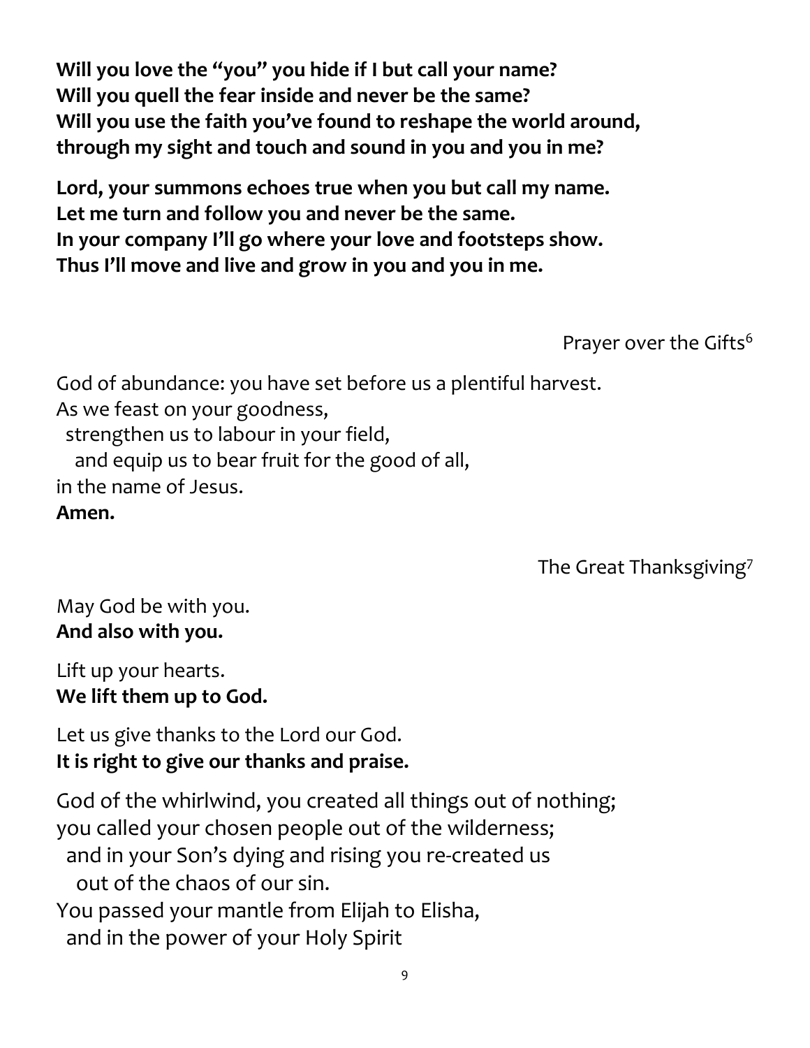**Will you love the "you" you hide if I but call your name?**
**Will you quell the fear inside and never be the same?**
**Will you use the faith you've found to reshape the world around,**
**through my sight and touch and sound in you and you in me?**

**Lord, your summons echoes true when you but call my name.**
**Let me turn and follow you and never be the same.**
**In your company I'll go where your love and footsteps show.**
**Thus I'll move and live and grow in you and you in me.**

### Prayer over the Gifts[6]

God of abundance: you have set before us a plentiful harvest.
As we feast on your goodness,
  strengthen us to labour in your field,
    and equip us to bear fruit for the good of all,
in the name of Jesus.
**Amen.**

### The Great Thanksgiving[7]

May God be with you.
**And also with you.**

Lift up your hearts.
**We lift them up to God.**

Let us give thanks to the Lord our God.
**It is right to give our thanks and praise.**

God of the whirlwind, you created all things out of nothing;
you called your chosen people out of the wilderness;
  and in your Son's dying and rising you re-created us
    out of the chaos of our sin.
You passed your mantle from Elijah to Elisha,
  and in the power of your Holy Spirit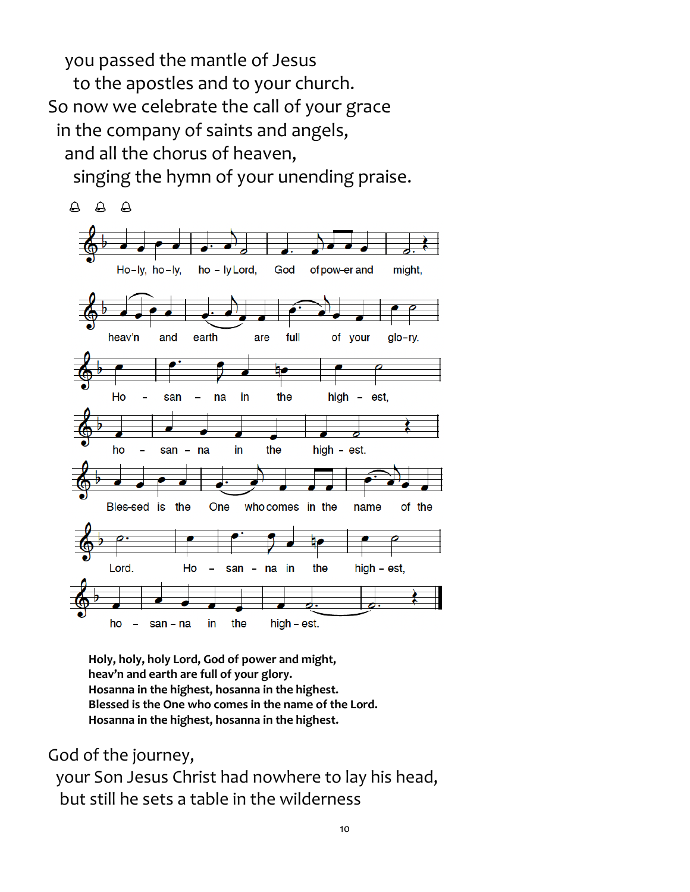you passed the mantle of Jesus
to the apostles and to your church.
So now we celebrate the call of your grace
in the company of saints and angels,
and all the chorus of heaven,
singing the hymn of your unending praise.

**Holy, holy, holy Lord, God of power and might,**
**heav'n and earth are full of your glory.**
**Hosanna in the highest, hosanna in the highest.**
**Blessed is the One who comes in the name of the Lord.**
**Hosanna in the highest, hosanna in the highest.**

God of the journey,
your Son Jesus Christ had nowhere to lay his head,
but still he sets a table in the wilderness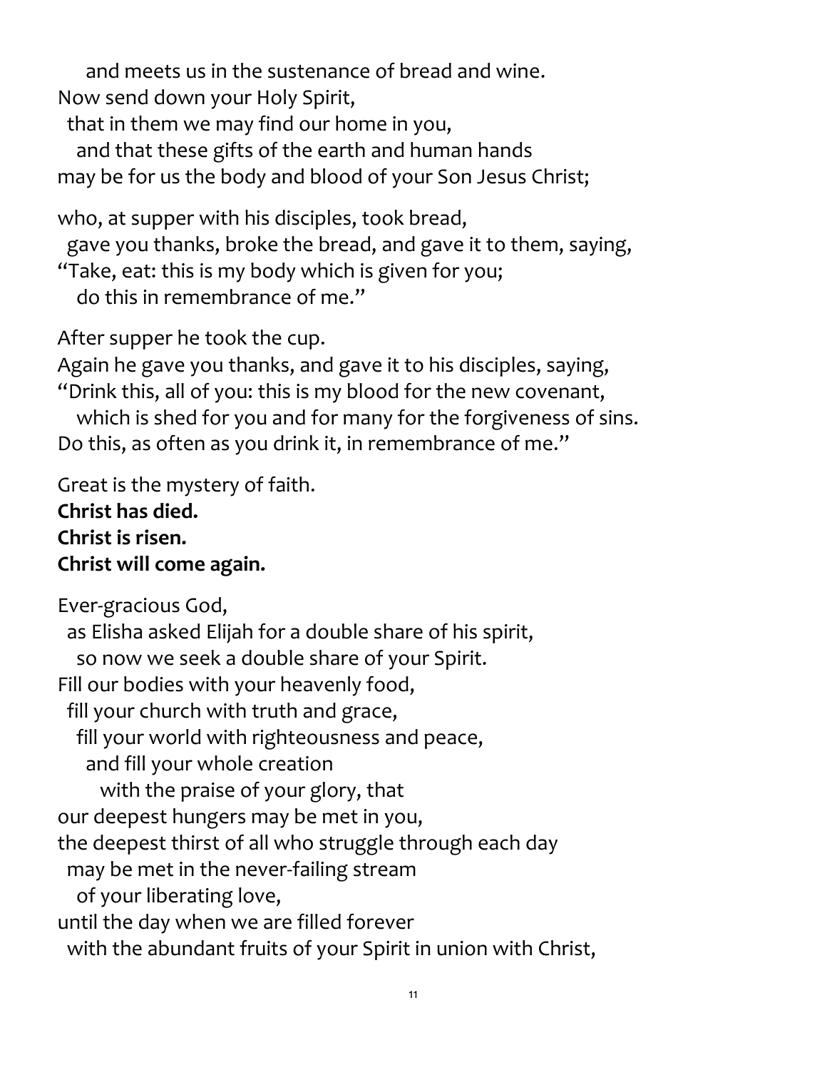and meets us in the sustenance of bread and wine.
Now send down your Holy Spirit,
that in them we may find our home in you,
and that these gifts of the earth and human hands
may be for us the body and blood of your Son Jesus Christ;

who, at supper with his disciples, took bread,
gave you thanks, broke the bread, and gave it to them, saying,
"Take, eat: this is my body which is given for you;
do this in remembrance of me."

After supper he took the cup.
Again he gave you thanks, and gave it to his disciples, saying,
"Drink this, all of you: this is my blood for the new covenant,
which is shed for you and for many for the forgiveness of sins.
Do this, as often as you drink it, in remembrance of me."

Great is the mystery of faith.
**Christ has died.**
**Christ is risen.**
**Christ will come again.**

Ever-gracious God,
as Elisha asked Elijah for a double share of his spirit,
so now we seek a double share of your Spirit.
Fill our bodies with your heavenly food,
fill your church with truth and grace,
fill your world with righteousness and peace,
and fill your whole creation
with the praise of your glory, that
our deepest hungers may be met in you,
the deepest thirst of all who struggle through each day
may be met in the never-failing stream
of your liberating love,
until the day when we are filled forever
with the abundant fruits of your Spirit in union with Christ,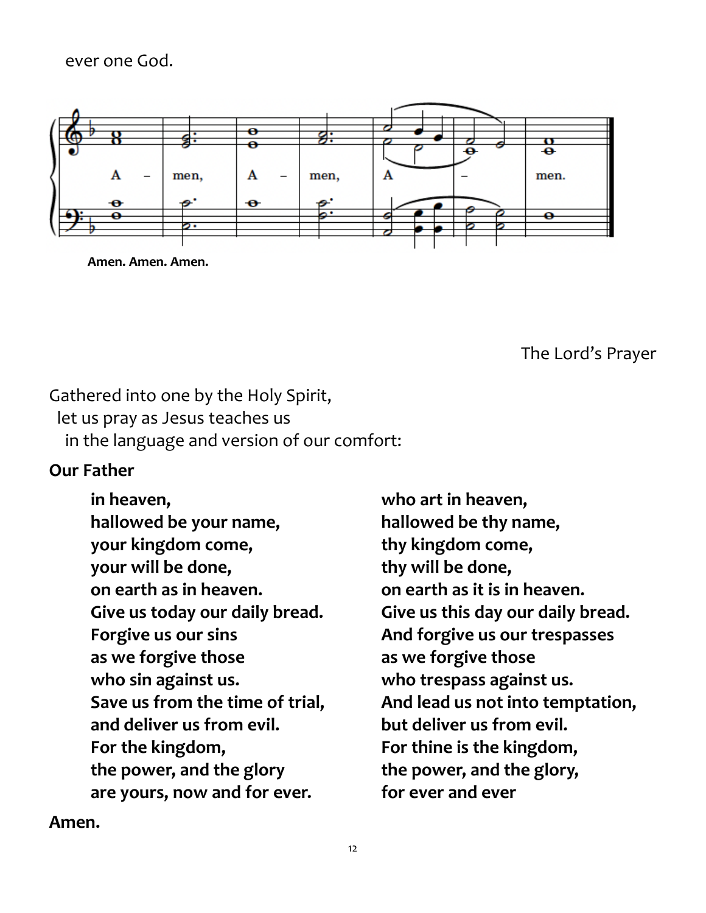ever one God.

Amen. Amen. Amen.

The Lord's Prayer

Gathered into one by the Holy Spirit,
let us pray as Jesus teaches us
in the language and version of our comfort:

**Our Father**

**in heaven,**
**hallowed be your name,**
**your kingdom come,**
**your will be done,**
**on earth as in heaven.**
**Give us today our daily bread.**
**Forgive us our sins**
**as we forgive those**
**who sin against us.**
**Save us from the time of trial,**
**and deliver us from evil.**
**For the kingdom,**
**the power, and the glory**
**are yours, now and for ever.**

**who art in heaven,**
**hallowed be thy name,**
**thy kingdom come,**
**thy will be done,**
**on earth as it is in heaven.**
**Give us this day our daily bread.**
**And forgive us our trespasses**
**as we forgive those**
**who trespass against us.**
**And lead us not into temptation,**
**but deliver us from evil.**
**For thine is the kingdom,**
**the power, and the glory,**
**for ever and ever**

**Amen.**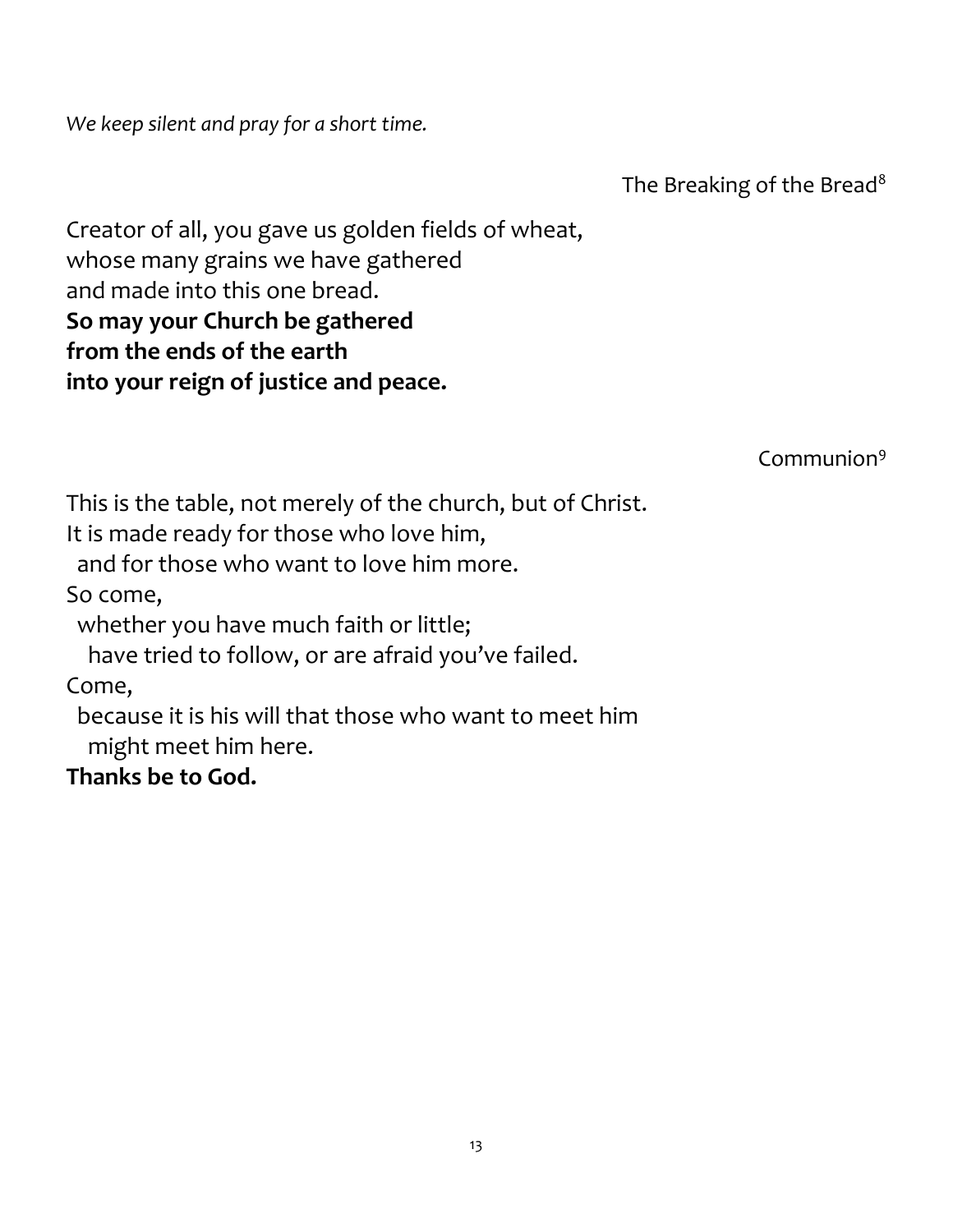*We keep silent and pray for a short time.*

### The Breaking of the Bread[8]

Creator of all, you gave us golden fields of wheat,
whose many grains we have gathered
and made into this one bread.
**So may your Church be gathered**
**from the ends of the earth**
**into your reign of justice and peace.**

### Communion[9]

This is the table, not merely of the church, but of Christ.
It is made ready for those who love him,
  and for those who want to love him more.
So come,
  whether you have much faith or little;
    have tried to follow, or are afraid you've failed.
Come,
  because it is his will that those who want to meet him
    might meet him here.
**Thanks be to God.**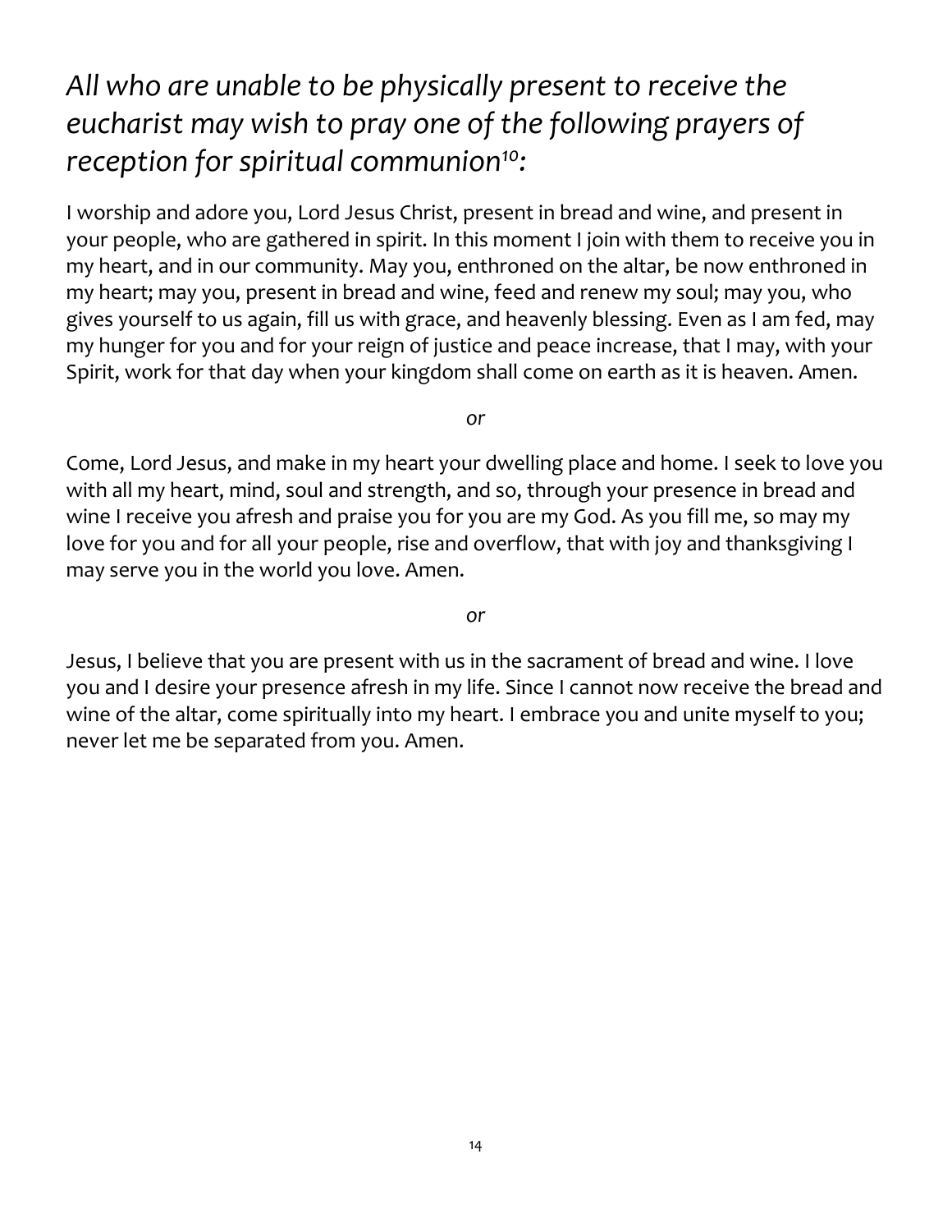*All who are unable to be physically present to receive the eucharist may wish to pray one of the following prayers of reception for spiritual communion[10]:*

I worship and adore you, Lord Jesus Christ, present in bread and wine, and present in your people, who are gathered in spirit. In this moment I join with them to receive you in my heart, and in our community. May you, enthroned on the altar, be now enthroned in my heart; may you, present in bread and wine, feed and renew my soul; may you, who gives yourself to us again, fill us with grace, and heavenly blessing. Even as I am fed, may my hunger for you and for your reign of justice and peace increase, that I may, with your Spirit, work for that day when your kingdom shall come on earth as it is heaven. Amen.

*or*

Come, Lord Jesus, and make in my heart your dwelling place and home. I seek to love you with all my heart, mind, soul and strength, and so, through your presence in bread and wine I receive you afresh and praise you for you are my God. As you fill me, so may my love for you and for all your people, rise and overflow, that with joy and thanksgiving I may serve you in the world you love. Amen.

*or*

Jesus, I believe that you are present with us in the sacrament of bread and wine. I love you and I desire your presence afresh in my life. Since I cannot now receive the bread and wine of the altar, come spiritually into my heart. I embrace you and unite myself to you; never let me be separated from you. Amen.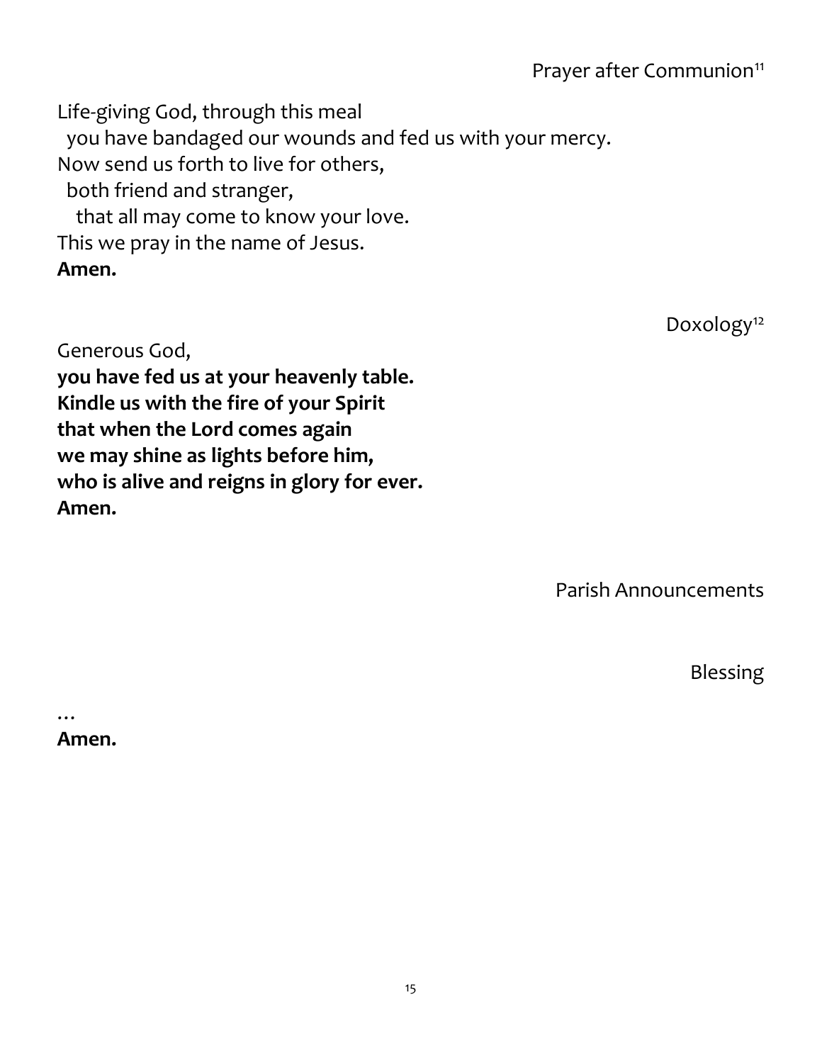## Prayer after Communion[11]

Life-giving God, through this meal
  you have bandaged our wounds and fed us with your mercy.
Now send us forth to live for others,
  both friend and stranger,
    that all may come to know your love.
This we pray in the name of Jesus.
**Amen.**

## Doxology[12]

Generous God,
**you have fed us at your heavenly table.**
**Kindle us with the fire of your Spirit**
**that when the Lord comes again**
**we may shine as lights before him,**
**who is alive and reigns in glory for ever.**
**Amen.**

## Parish Announcements

## Blessing

…
**Amen.**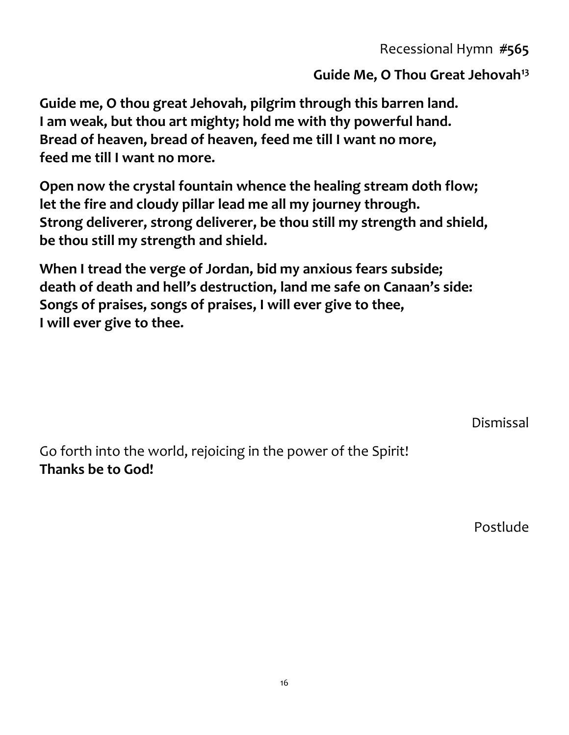Recessional Hymn **#565**

**Guide Me, O Thou Great Jehovah**[13]

**Guide me, O thou great Jehovah, pilgrim through this barren land.**
**I am weak, but thou art mighty; hold me with thy powerful hand.**
**Bread of heaven, bread of heaven, feed me till I want no more,**
**feed me till I want no more.**

**Open now the crystal fountain whence the healing stream doth flow;**
**let the fire and cloudy pillar lead me all my journey through.**
**Strong deliverer, strong deliverer, be thou still my strength and shield,**
**be thou still my strength and shield.**

**When I tread the verge of Jordan, bid my anxious fears subside;**
**death of death and hell's destruction, land me safe on Canaan's side:**
**Songs of praises, songs of praises, I will ever give to thee,**
**I will ever give to thee.**

Dismissal

Go forth into the world, rejoicing in the power of the Spirit!
**Thanks be to God!**

Postlude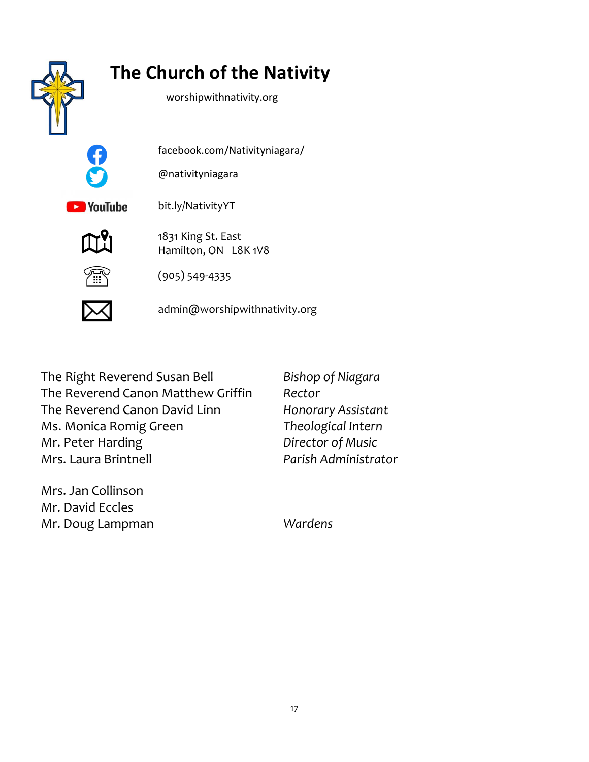# The Church of the Nativity

worshipwithnativity.org

facebook.com/Nativityniagara/

@nativityniagara

bit.ly/NativityYT

1831 King St. East
Hamilton, ON   L8K 1V8

(905) 549-4335

admin@worshipwithnativity.org

| | |
|---|---|
| The Right Reverend Susan Bell | *Bishop of Niagara* |
| The Reverend Canon Matthew Griffin | *Rector* |
| The Reverend Canon David Linn | *Honorary Assistant* |
| Ms. Monica Romig Green | *Theological Intern* |
| Mr. Peter Harding | *Director of Music* |
| Mrs. Laura Brintnell | *Parish Administrator* |

Mrs. Jan Collinson
Mr. David Eccles
Mr. Doug Lampman — *Wardens*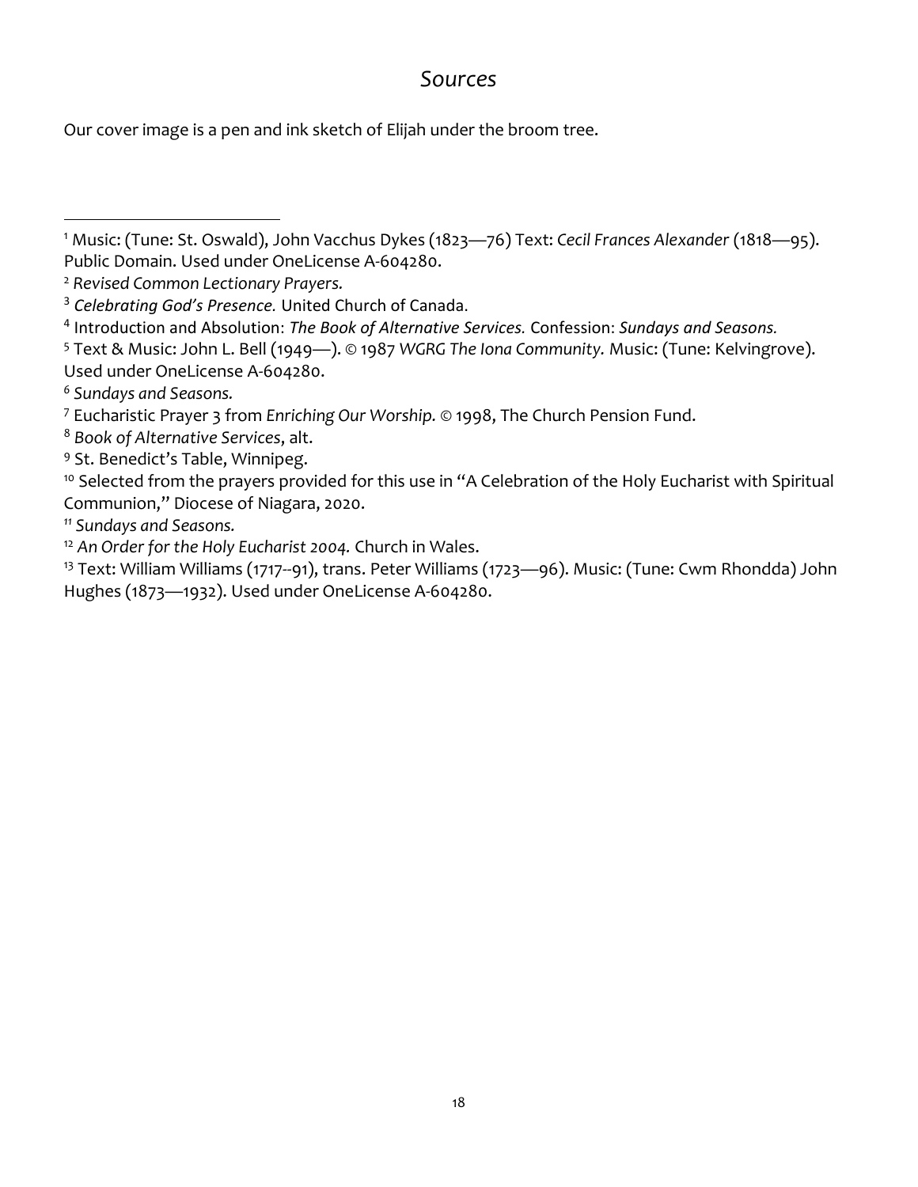## *Sources*

Our cover image is a pen and ink sketch of Elijah under the broom tree.

---

[1] Music: (Tune: St. Oswald), John Vacchus Dykes (1823—76) Text: *Cecil Frances Alexander* (1818—95). Public Domain. Used under OneLicense A-604280.

[2] *Revised Common Lectionary Prayers.*

[3] *Celebrating God's Presence.* United Church of Canada.

[4] Introduction and Absolution: *The Book of Alternative Services.* Confession: *Sundays and Seasons.*

[5] Text & Music: John L. Bell (1949—). © 1987 *WGRG The Iona Community.* Music: (Tune: Kelvingrove). Used under OneLicense A-604280.

[6] *Sundays and Seasons.*

[7] Eucharistic Prayer 3 from *Enriching Our Worship.* © 1998, The Church Pension Fund.

[8] *Book of Alternative Services*, alt.

[9] St. Benedict's Table, Winnipeg.

[10] Selected from the prayers provided for this use in "A Celebration of the Holy Eucharist with Spiritual Communion," Diocese of Niagara, 2020.

[11] *Sundays and Seasons.*

[12] *An Order for the Holy Eucharist 2004.* Church in Wales.

[13] Text: William Williams (1717--91), trans. Peter Williams (1723—96). Music: (Tune: Cwm Rhondda) John Hughes (1873—1932). Used under OneLicense A-604280.